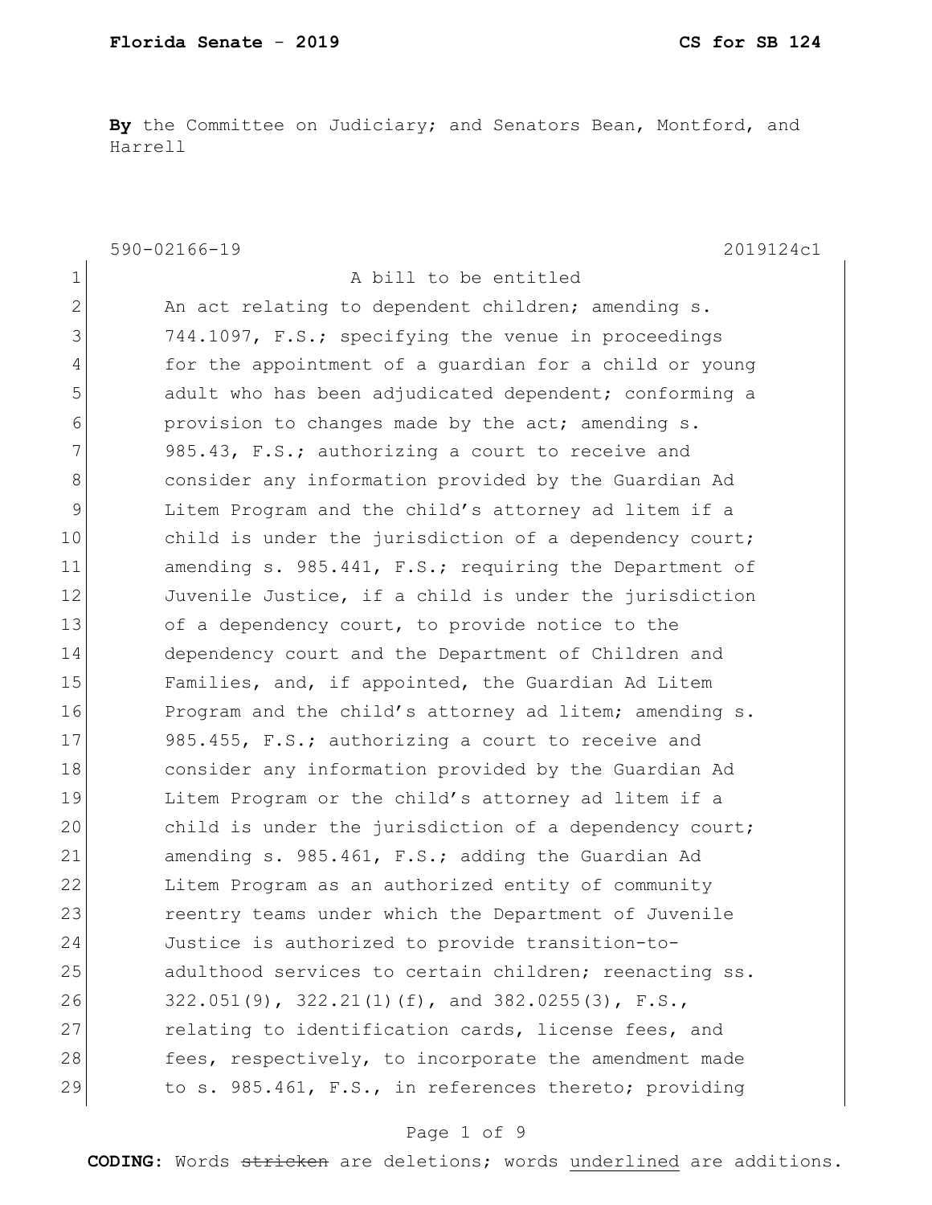**Florida Senate - 2019** **CS for SB 124**

**By** the Committee on Judiciary; and Senators Bean, Montford, and Harrell

590-02166-19 2019124c1

1 A bill to be entitled
2 An act relating to dependent children; amending s.
3 744.1097, F.S.; specifying the venue in proceedings
4 for the appointment of a guardian for a child or young
5 adult who has been adjudicated dependent; conforming a
6 provision to changes made by the act; amending s.
7 985.43, F.S.; authorizing a court to receive and
8 consider any information provided by the Guardian Ad
9 Litem Program and the child's attorney ad litem if a
10 child is under the jurisdiction of a dependency court;
11 amending s. 985.441, F.S.; requiring the Department of
12 Juvenile Justice, if a child is under the jurisdiction
13 of a dependency court, to provide notice to the
14 dependency court and the Department of Children and
15 Families, and, if appointed, the Guardian Ad Litem
16 Program and the child's attorney ad litem; amending s.
17 985.455, F.S.; authorizing a court to receive and
18 consider any information provided by the Guardian Ad
19 Litem Program or the child's attorney ad litem if a
20 child is under the jurisdiction of a dependency court;
21 amending s. 985.461, F.S.; adding the Guardian Ad
22 Litem Program as an authorized entity of community
23 reentry teams under which the Department of Juvenile
24 Justice is authorized to provide transition-to-
25 adulthood services to certain children; reenacting ss.
26 322.051(9), 322.21(1)(f), and 382.0255(3), F.S.,
27 relating to identification cards, license fees, and
28 fees, respectively, to incorporate the amendment made
29 to s. 985.461, F.S., in references thereto; providing

**CODING:** Words ~~stricken~~ are deletions; words <u>underlined</u> are additions.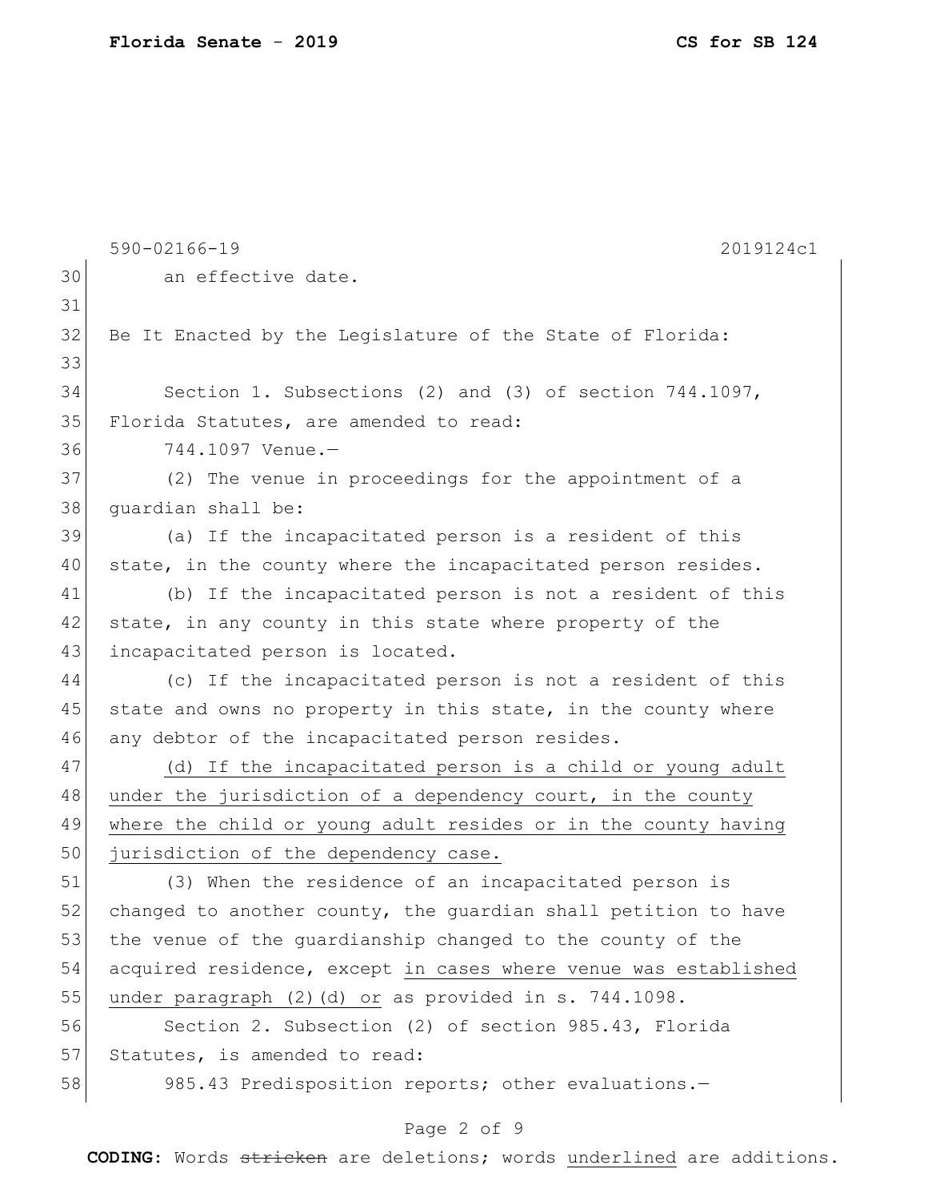an effective date.

Be It Enacted by the Legislature of the State of Florida:

Section 1. Subsections (2) and (3) of section 744.1097, Florida Statutes, are amended to read:

744.1097 Venue.—

(2) The venue in proceedings for the appointment of a guardian shall be:

(a) If the incapacitated person is a resident of this state, in the county where the incapacitated person resides.

(b) If the incapacitated person is not a resident of this state, in any county in this state where property of the incapacitated person is located.

(c) If the incapacitated person is not a resident of this state and owns no property in this state, in the county where any debtor of the incapacitated person resides.

<u>(d) If the incapacitated person is a child or young adult under the jurisdiction of a dependency court, in the county where the child or young adult resides or in the county having jurisdiction of the dependency case.</u>

(3) When the residence of an incapacitated person is changed to another county, the guardian shall petition to have the venue of the guardianship changed to the county of the acquired residence, except <u>in cases where venue was established under paragraph (2)(d) or</u> as provided in s. 744.1098.

Section 2. Subsection (2) of section 985.43, Florida Statutes, is amended to read:

985.43 Predisposition reports; other evaluations.—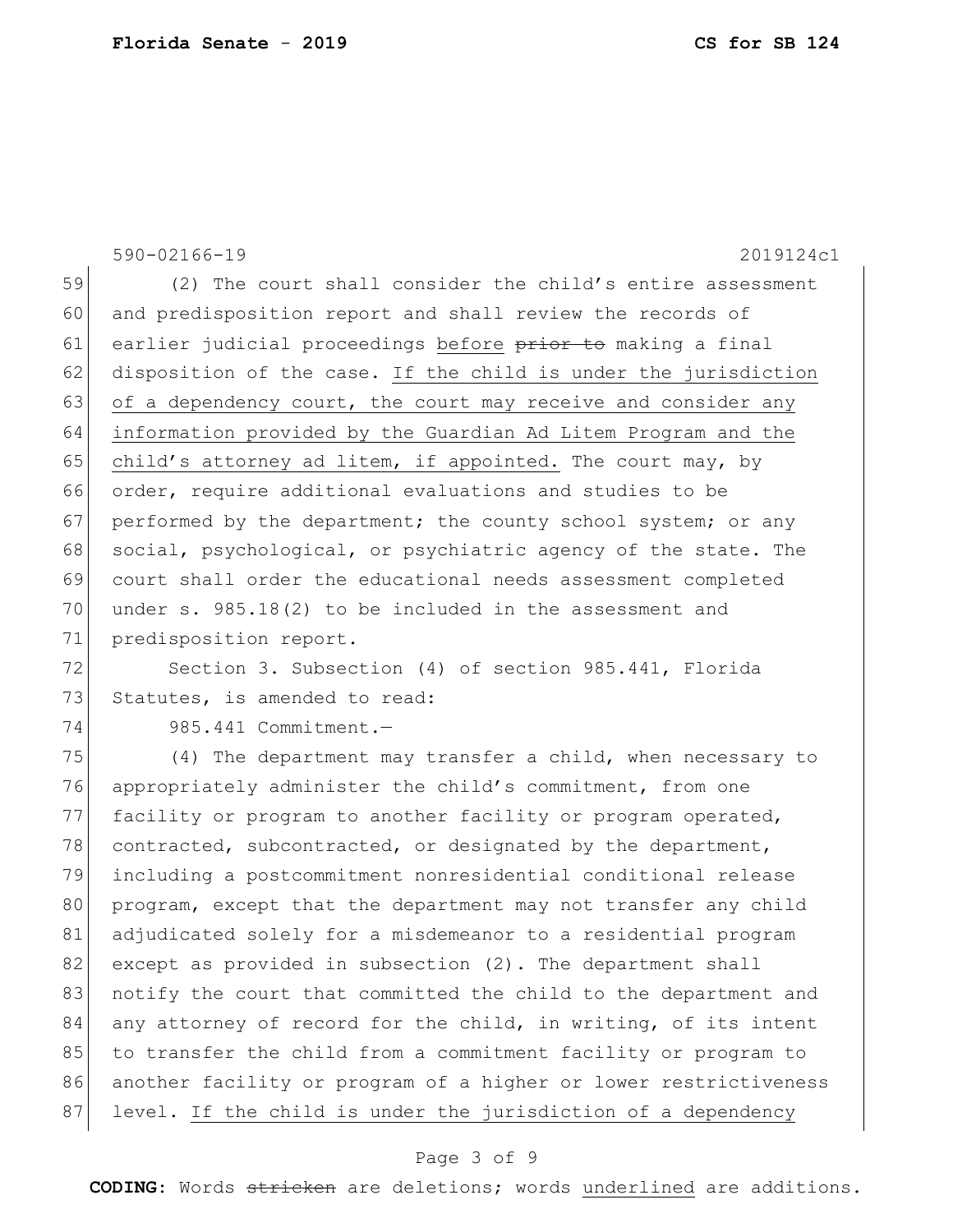590-02166-19 2019124c1

(2) The court shall consider the child's entire assessment and predisposition report and shall review the records of earlier judicial proceedings before ~~prior to~~ making a final disposition of the case. <u>If the child is under the jurisdiction of a dependency court, the court may receive and consider any information provided by the Guardian Ad Litem Program and the child's attorney ad litem, if appointed.</u> The court may, by order, require additional evaluations and studies to be performed by the department; the county school system; or any social, psychological, or psychiatric agency of the state. The court shall order the educational needs assessment completed under s. 985.18(2) to be included in the assessment and predisposition report.

Section 3. Subsection (4) of section 985.441, Florida Statutes, is amended to read:

985.441 Commitment.—

(4) The department may transfer a child, when necessary to appropriately administer the child's commitment, from one facility or program to another facility or program operated, contracted, subcontracted, or designated by the department, including a postcommitment nonresidential conditional release program, except that the department may not transfer any child adjudicated solely for a misdemeanor to a residential program except as provided in subsection (2). The department shall notify the court that committed the child to the department and any attorney of record for the child, in writing, of its intent to transfer the child from a commitment facility or program to another facility or program of a higher or lower restrictiveness level. <u>If the child is under the jurisdiction of a dependency</u>

**CODING:** Words ~~stricken~~ are deletions; words <u>underlined</u> are additions.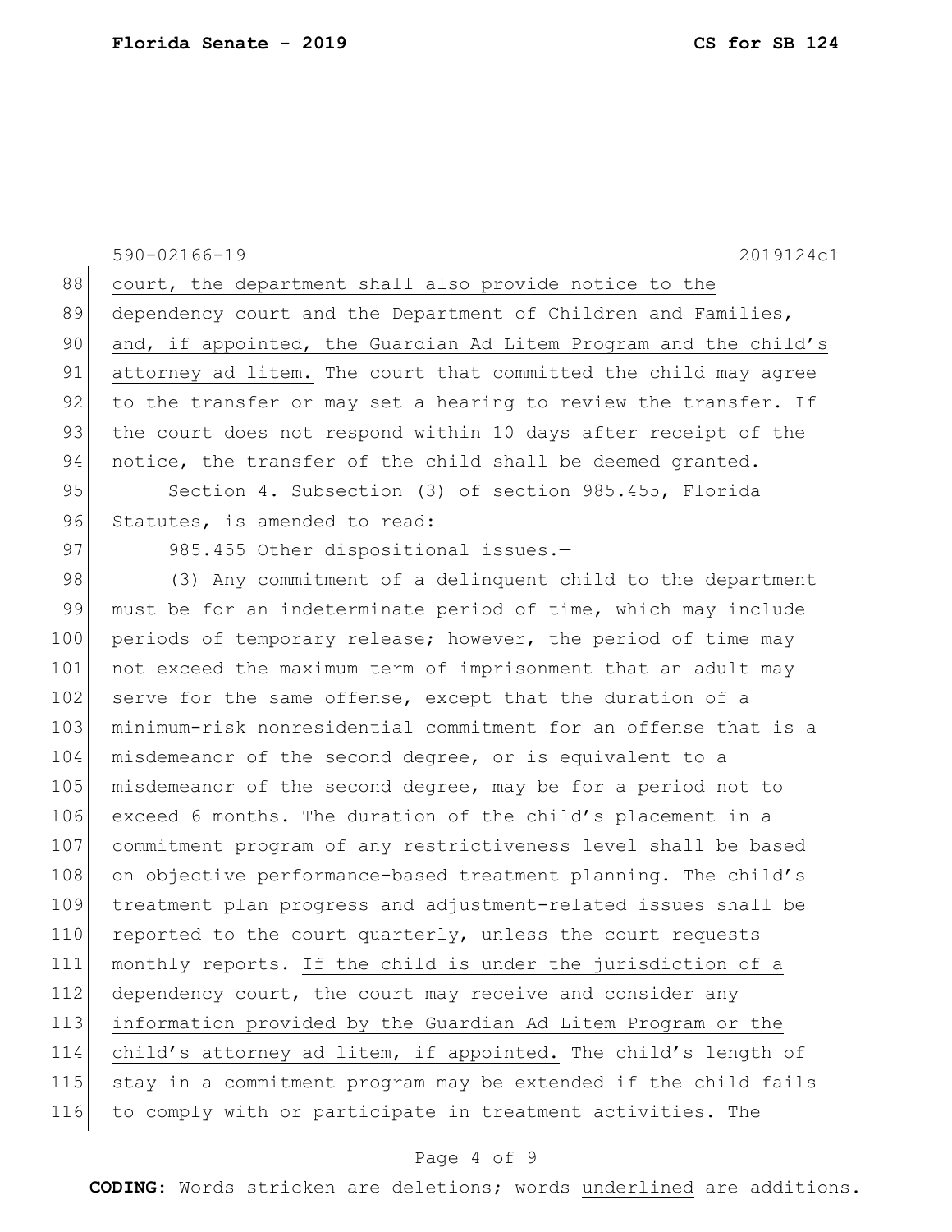court, the department shall also provide notice to the dependency court and the Department of Children and Families, and, if appointed, the Guardian Ad Litem Program and the child's attorney ad litem. The court that committed the child may agree to the transfer or may set a hearing to review the transfer. If the court does not respond within 10 days after receipt of the notice, the transfer of the child shall be deemed granted.

Section 4. Subsection (3) of section 985.455, Florida Statutes, is amended to read:

985.455 Other dispositional issues.—

(3) Any commitment of a delinquent child to the department must be for an indeterminate period of time, which may include periods of temporary release; however, the period of time may not exceed the maximum term of imprisonment that an adult may serve for the same offense, except that the duration of a minimum-risk nonresidential commitment for an offense that is a misdemeanor of the second degree, or is equivalent to a misdemeanor of the second degree, may be for a period not to exceed 6 months. The duration of the child's placement in a commitment program of any restrictiveness level shall be based on objective performance-based treatment planning. The child's treatment plan progress and adjustment-related issues shall be reported to the court quarterly, unless the court requests monthly reports. If the child is under the jurisdiction of a dependency court, the court may receive and consider any information provided by the Guardian Ad Litem Program or the child's attorney ad litem, if appointed. The child's length of stay in a commitment program may be extended if the child fails to comply with or participate in treatment activities. The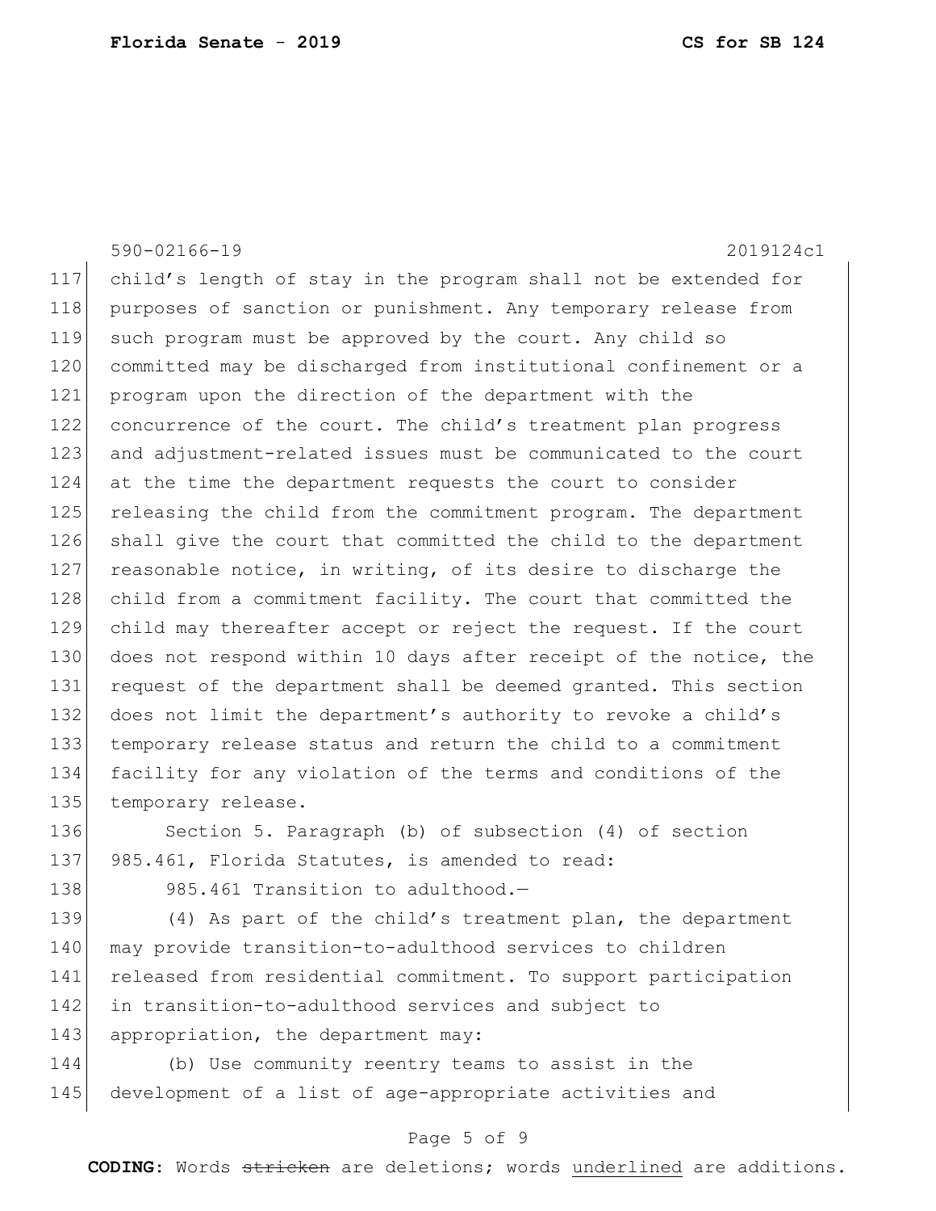child's length of stay in the program shall not be extended for purposes of sanction or punishment. Any temporary release from such program must be approved by the court. Any child so committed may be discharged from institutional confinement or a program upon the direction of the department with the concurrence of the court. The child's treatment plan progress and adjustment-related issues must be communicated to the court at the time the department requests the court to consider releasing the child from the commitment program. The department shall give the court that committed the child to the department reasonable notice, in writing, of its desire to discharge the child from a commitment facility. The court that committed the child may thereafter accept or reject the request. If the court does not respond within 10 days after receipt of the notice, the request of the department shall be deemed granted. This section does not limit the department's authority to revoke a child's temporary release status and return the child to a commitment facility for any violation of the terms and conditions of the temporary release.

Section 5. Paragraph (b) of subsection (4) of section 985.461, Florida Statutes, is amended to read:

985.461 Transition to adulthood.—

(4) As part of the child's treatment plan, the department may provide transition-to-adulthood services to children released from residential commitment. To support participation in transition-to-adulthood services and subject to appropriation, the department may:

(b) Use community reentry teams to assist in the development of a list of age-appropriate activities and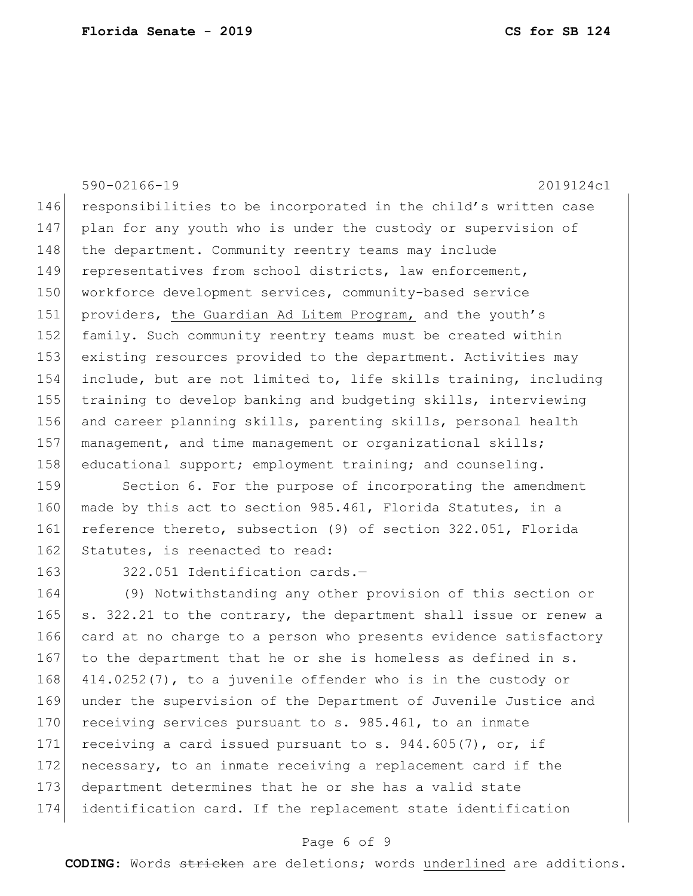590-02166-19 2019124c1

responsibilities to be incorporated in the child's written case plan for any youth who is under the custody or supervision of the department. Community reentry teams may include representatives from school districts, law enforcement, workforce development services, community-based service providers, <u>the Guardian Ad Litem Program,</u> and the youth's family. Such community reentry teams must be created within existing resources provided to the department. Activities may include, but are not limited to, life skills training, including training to develop banking and budgeting skills, interviewing and career planning skills, parenting skills, personal health management, and time management or organizational skills; educational support; employment training; and counseling.

Section 6. For the purpose of incorporating the amendment made by this act to section 985.461, Florida Statutes, in a reference thereto, subsection (9) of section 322.051, Florida Statutes, is reenacted to read:

322.051 Identification cards.—

(9) Notwithstanding any other provision of this section or s. 322.21 to the contrary, the department shall issue or renew a card at no charge to a person who presents evidence satisfactory to the department that he or she is homeless as defined in s. 414.0252(7), to a juvenile offender who is in the custody or under the supervision of the Department of Juvenile Justice and receiving services pursuant to s. 985.461, to an inmate receiving a card issued pursuant to s. 944.605(7), or, if necessary, to an inmate receiving a replacement card if the department determines that he or she has a valid state identification card. If the replacement state identification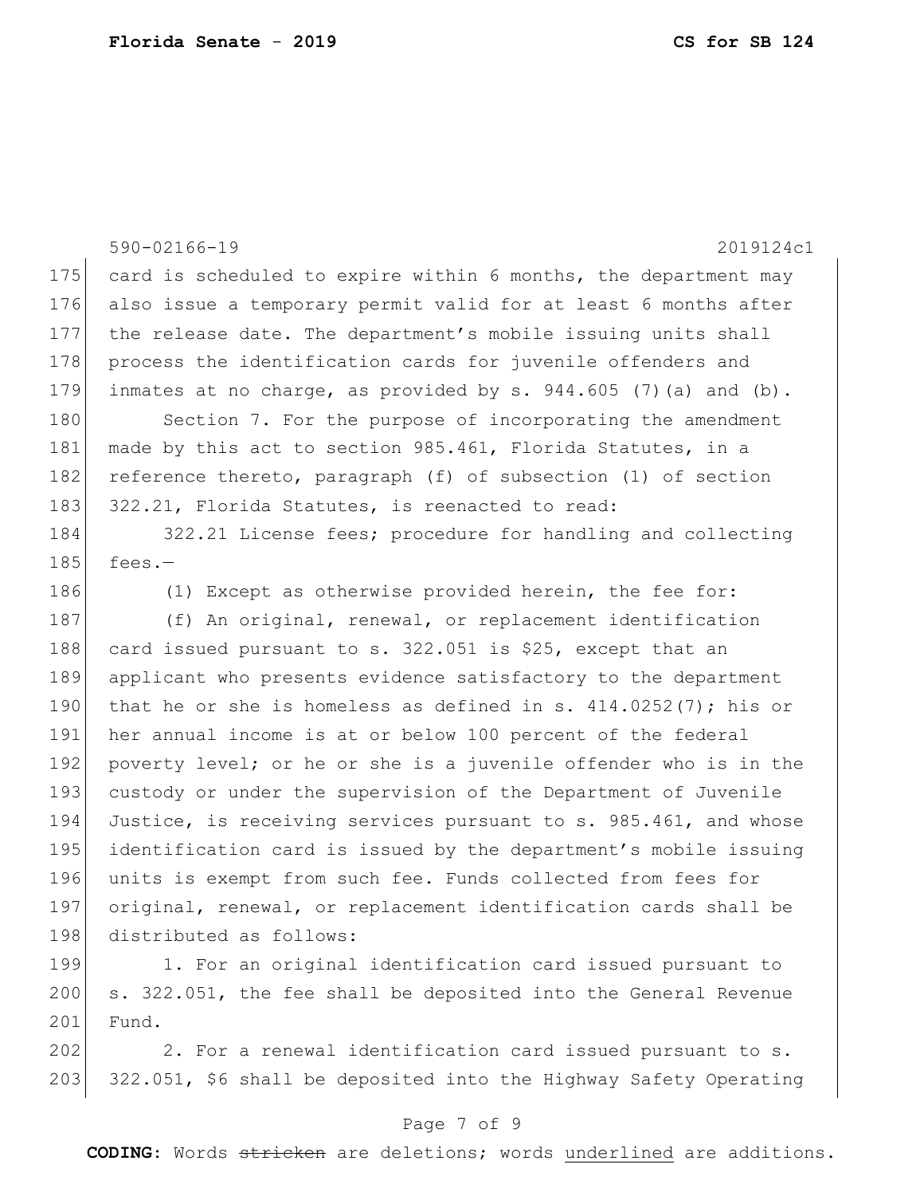590-02166-19 2019124c1

card is scheduled to expire within 6 months, the department may also issue a temporary permit valid for at least 6 months after the release date. The department's mobile issuing units shall process the identification cards for juvenile offenders and inmates at no charge, as provided by s. 944.605 (7)(a) and (b).

Section 7. For the purpose of incorporating the amendment made by this act to section 985.461, Florida Statutes, in a reference thereto, paragraph (f) of subsection (1) of section 322.21, Florida Statutes, is reenacted to read:

322.21 License fees; procedure for handling and collecting fees.—

(1) Except as otherwise provided herein, the fee for:

(f) An original, renewal, or replacement identification card issued pursuant to s. 322.051 is $25, except that an applicant who presents evidence satisfactory to the department that he or she is homeless as defined in s. 414.0252(7); his or her annual income is at or below 100 percent of the federal poverty level; or he or she is a juvenile offender who is in the custody or under the supervision of the Department of Juvenile Justice, is receiving services pursuant to s. 985.461, and whose identification card is issued by the department's mobile issuing units is exempt from such fee. Funds collected from fees for original, renewal, or replacement identification cards shall be distributed as follows:

1. For an original identification card issued pursuant to s. 322.051, the fee shall be deposited into the General Revenue Fund.

2. For a renewal identification card issued pursuant to s. 322.051, $6 shall be deposited into the Highway Safety Operating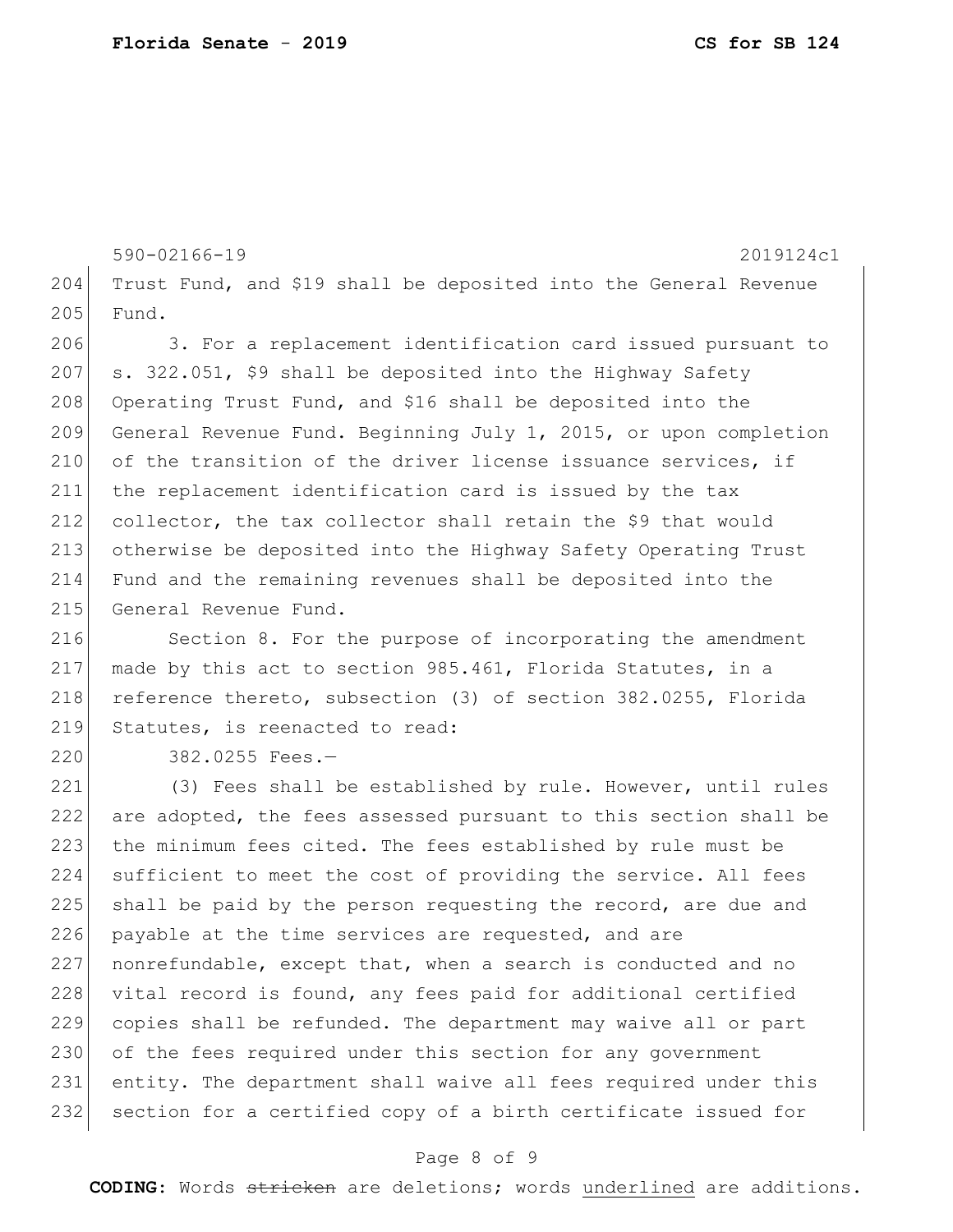590-02166-19 2019124c1

Trust Fund, and $19 shall be deposited into the General Revenue Fund.

3. For a replacement identification card issued pursuant to s. 322.051, $9 shall be deposited into the Highway Safety Operating Trust Fund, and $16 shall be deposited into the General Revenue Fund. Beginning July 1, 2015, or upon completion of the transition of the driver license issuance services, if the replacement identification card is issued by the tax collector, the tax collector shall retain the $9 that would otherwise be deposited into the Highway Safety Operating Trust Fund and the remaining revenues shall be deposited into the General Revenue Fund.

Section 8. For the purpose of incorporating the amendment made by this act to section 985.461, Florida Statutes, in a reference thereto, subsection (3) of section 382.0255, Florida Statutes, is reenacted to read:

382.0255 Fees.—

(3) Fees shall be established by rule. However, until rules are adopted, the fees assessed pursuant to this section shall be the minimum fees cited. The fees established by rule must be sufficient to meet the cost of providing the service. All fees shall be paid by the person requesting the record, are due and payable at the time services are requested, and are nonrefundable, except that, when a search is conducted and no vital record is found, any fees paid for additional certified copies shall be refunded. The department may waive all or part of the fees required under this section for any government entity. The department shall waive all fees required under this section for a certified copy of a birth certificate issued for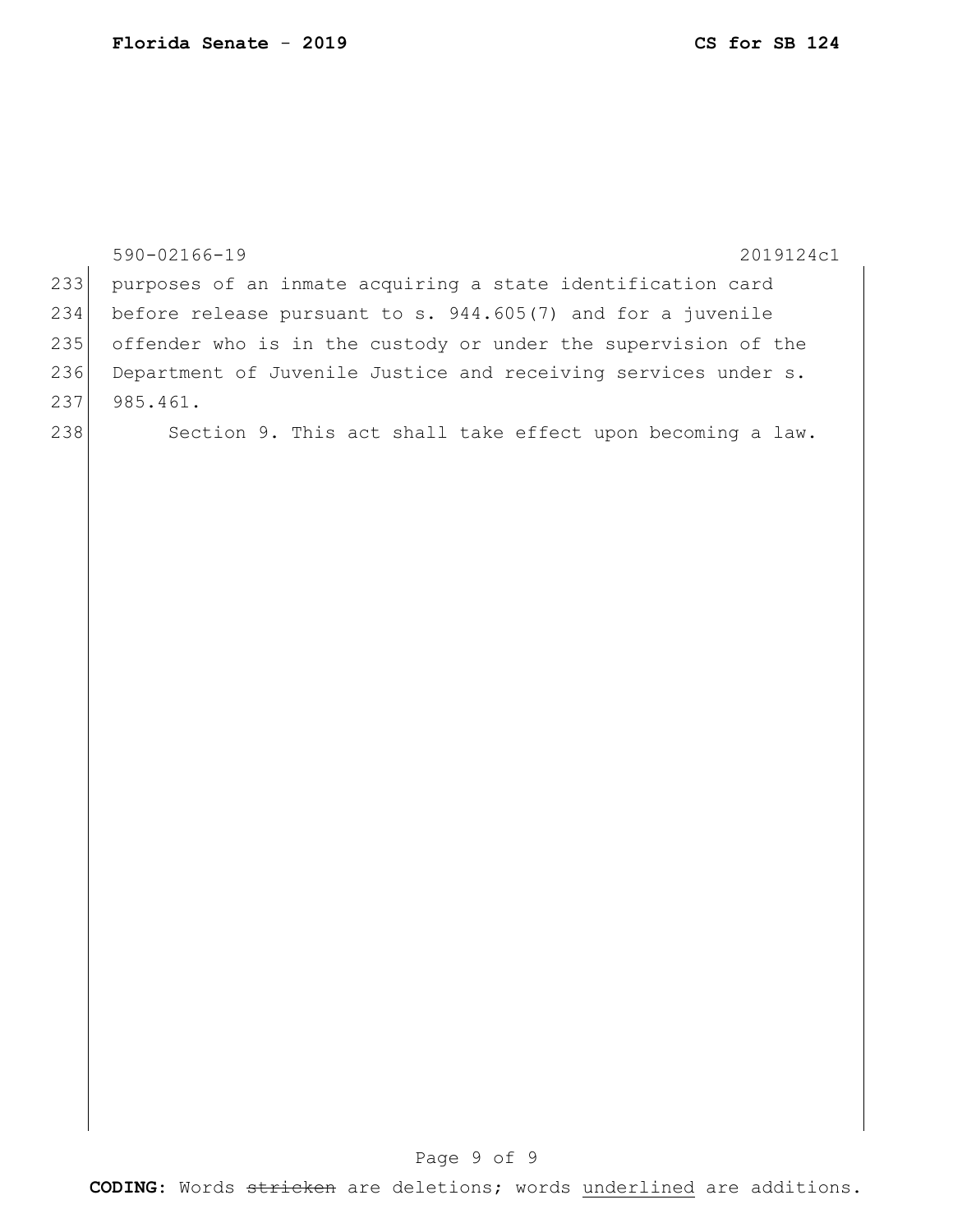590-02166-19 2019124c1

233 purposes of an inmate acquiring a state identification card
234 before release pursuant to s. 944.605(7) and for a juvenile
235 offender who is in the custody or under the supervision of the
236 Department of Juvenile Justice and receiving services under s.
237 985.461.

238 Section 9. This act shall take effect upon becoming a law.

**CODING:** Words ~~stricken~~ are deletions; words underlined are additions.